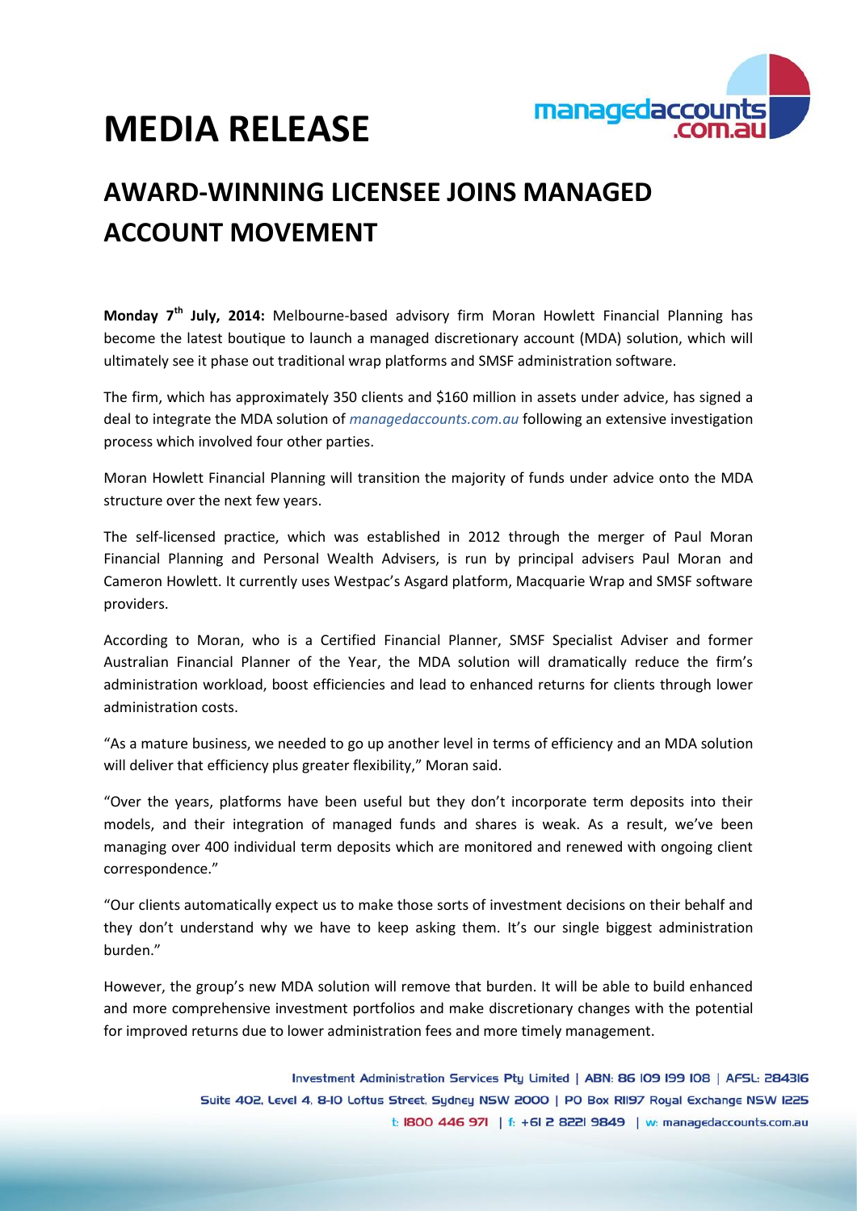# MEDIA RELEASE

## AWARD-WINNING LICENSEE JOINS MANAGED ACCOUNT MOVEMENT

**Monday 7th July, 2014:** Melbourne-based advisory firm Moran Howlett Financial Planning has become the latest boutique to launch a managed discretionary account (MDA) solution, which will ultimately see it phase out traditional wrap platforms and SMSF administration software.

The firm, which has approximately 350 clients and $160 million in assets under advice, has signed a deal to integrate the MDA solution of *managedaccounts.com.au* following an extensive investigation process which involved four other parties.

Moran Howlett Financial Planning will transition the majority of funds under advice onto the MDA structure over the next few years.

The self-licensed practice, which was established in 2012 through the merger of Paul Moran Financial Planning and Personal Wealth Advisers, is run by principal advisers Paul Moran and Cameron Howlett. It currently uses Westpac's Asgard platform, Macquarie Wrap and SMSF software providers.

According to Moran, who is a Certified Financial Planner, SMSF Specialist Adviser and former Australian Financial Planner of the Year, the MDA solution will dramatically reduce the firm's administration workload, boost efficiencies and lead to enhanced returns for clients through lower administration costs.

"As a mature business, we needed to go up another level in terms of efficiency and an MDA solution will deliver that efficiency plus greater flexibility," Moran said.

"Over the years, platforms have been useful but they don't incorporate term deposits into their models, and their integration of managed funds and shares is weak. As a result, we've been managing over 400 individual term deposits which are monitored and renewed with ongoing client correspondence."

"Our clients automatically expect us to make those sorts of investment decisions on their behalf and they don't understand why we have to keep asking them. It's our single biggest administration burden."

However, the group's new MDA solution will remove that burden. It will be able to build enhanced and more comprehensive investment portfolios and make discretionary changes with the potential for improved returns due to lower administration fees and more timely management.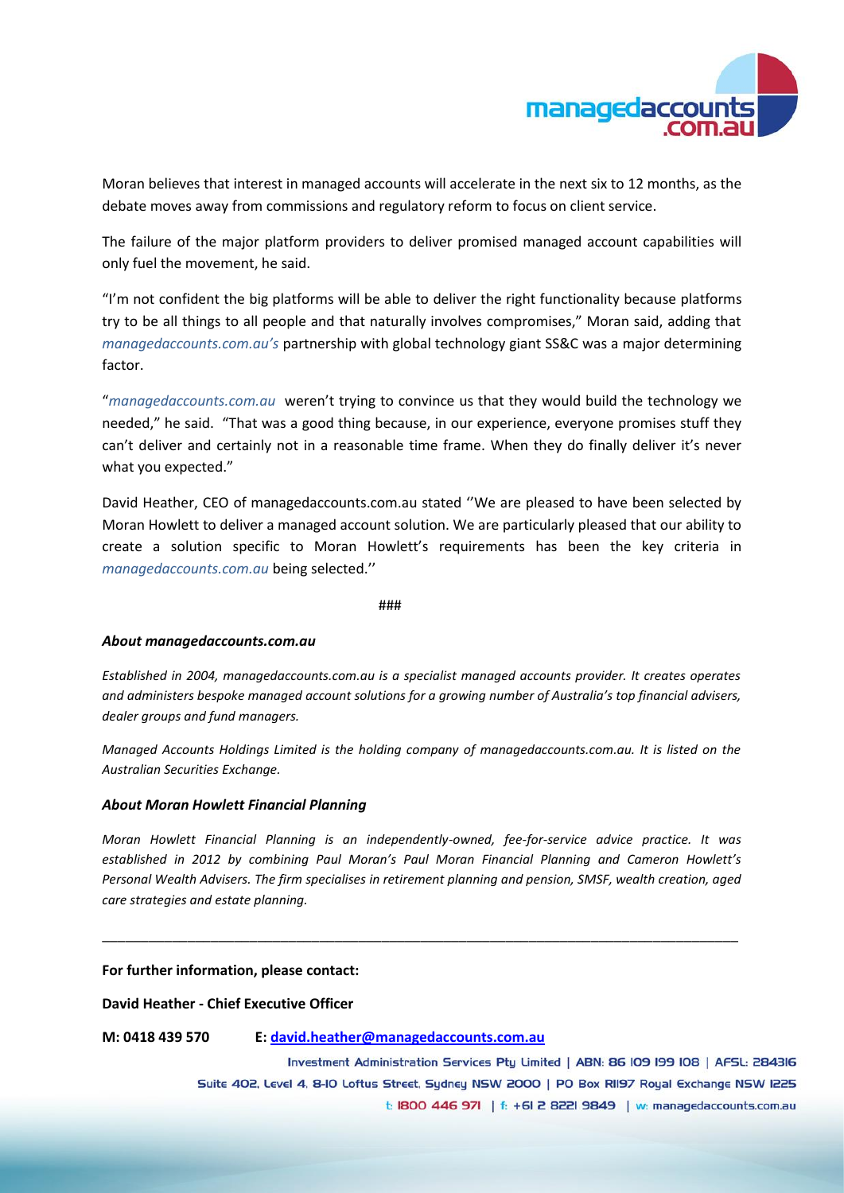Moran believes that interest in managed accounts will accelerate in the next six to 12 months, as the debate moves away from commissions and regulatory reform to focus on client service.

The failure of the major platform providers to deliver promised managed account capabilities will only fuel the movement, he said.

"I'm not confident the big platforms will be able to deliver the right functionality because platforms try to be all things to all people and that naturally involves compromises," Moran said, adding that *managedaccounts.com.au's* partnership with global technology giant SS&C was a major determining factor.

"*managedaccounts.com.au* weren't trying to convince us that they would build the technology we needed," he said. "That was a good thing because, in our experience, everyone promises stuff they can't deliver and certainly not in a reasonable time frame. When they do finally deliver it's never what you expected."

David Heather, CEO of managedaccounts.com.au stated ''We are pleased to have been selected by Moran Howlett to deliver a managed account solution. We are particularly pleased that our ability to create a solution specific to Moran Howlett's requirements has been the key criteria in *managedaccounts.com.au* being selected.''

###

### *About managedaccounts.com.au*

*Established in 2004, managedaccounts.com.au is a specialist managed accounts provider. It creates operates and administers bespoke managed account solutions for a growing number of Australia's top financial advisers, dealer groups and fund managers.*

*Managed Accounts Holdings Limited is the holding company of managedaccounts.com.au. It is listed on the Australian Securities Exchange.*

### *About Moran Howlett Financial Planning*

*Moran Howlett Financial Planning is an independently-owned, fee-for-service advice practice. It was established in 2012 by combining Paul Moran's Paul Moran Financial Planning and Cameron Howlett's Personal Wealth Advisers. The firm specialises in retirement planning and pension, SMSF, wealth creation, aged care strategies and estate planning.*

---

**For further information, please contact:**

**David Heather - Chief Executive Officer**

**M: 0418 439 570** **E: david.heather@managedaccounts.com.au**

Investment Administration Services Pty Limited | ABN: 86 109 199 108 | AFSL: 284316
Suite 402, Level 4, 8-10 Loftus Street, Sydney NSW 2000 | PO Box R1197 Royal Exchange NSW 1225
t: 1800 446 971 | f: +61 2 8221 9849 | w: managedaccounts.com.au